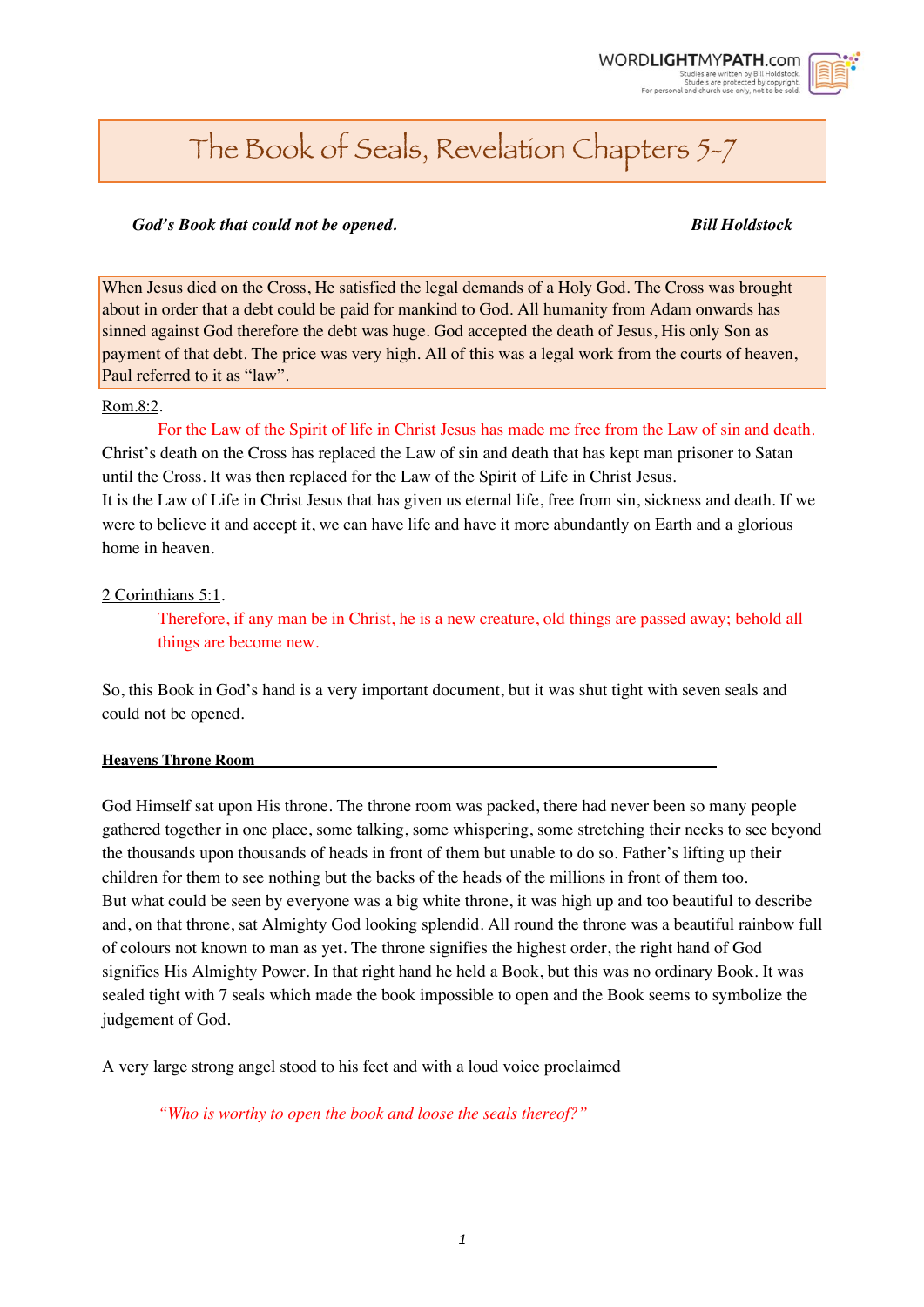# The Book of Seals, Revelation Chapters 5-7

***God's Book that could not be opened.*** **Bill Holdstock**

When Jesus died on the Cross, He satisfied the legal demands of a Holy God. The Cross was brought about in order that a debt could be paid for mankind to God. All humanity from Adam onwards has sinned against God therefore the debt was huge. God accepted the death of Jesus, His only Son as payment of that debt. The price was very high. All of this was a legal work from the courts of heaven, Paul referred to it as "law".

Rom.8:2.

> For the Law of the Spirit of life in Christ Jesus has made me free from the Law of sin and death.

Christ's death on the Cross has replaced the Law of sin and death that has kept man prisoner to Satan until the Cross. It was then replaced for the Law of the Spirit of Life in Christ Jesus.
It is the Law of Life in Christ Jesus that has given us eternal life, free from sin, sickness and death. If we were to believe it and accept it, we can have life and have it more abundantly on Earth and a glorious home in heaven.

2 Corinthians 5:1.

> Therefore, if any man be in Christ, he is a new creature, old things are passed away; behold all things are become new.

So, this Book in God's hand is a very important document, but it was shut tight with seven seals and could not be opened.

**Heavens Throne Room**

God Himself sat upon His throne. The throne room was packed, there had never been so many people gathered together in one place, some talking, some whispering, some stretching their necks to see beyond the thousands upon thousands of heads in front of them but unable to do so. Father's lifting up their children for them to see nothing but the backs of the heads of the millions in front of them too.
But what could be seen by everyone was a big white throne, it was high up and too beautiful to describe and, on that throne, sat Almighty God looking splendid. All round the throne was a beautiful rainbow full of colours not known to man as yet. The throne signifies the highest order, the right hand of God signifies His Almighty Power. In that right hand he held a Book, but this was no ordinary Book. It was sealed tight with 7 seals which made the book impossible to open and the Book seems to symbolize the judgement of God.

A very large strong angel stood to his feet and with a loud voice proclaimed

> *"Who is worthy to open the book and loose the seals thereof?"*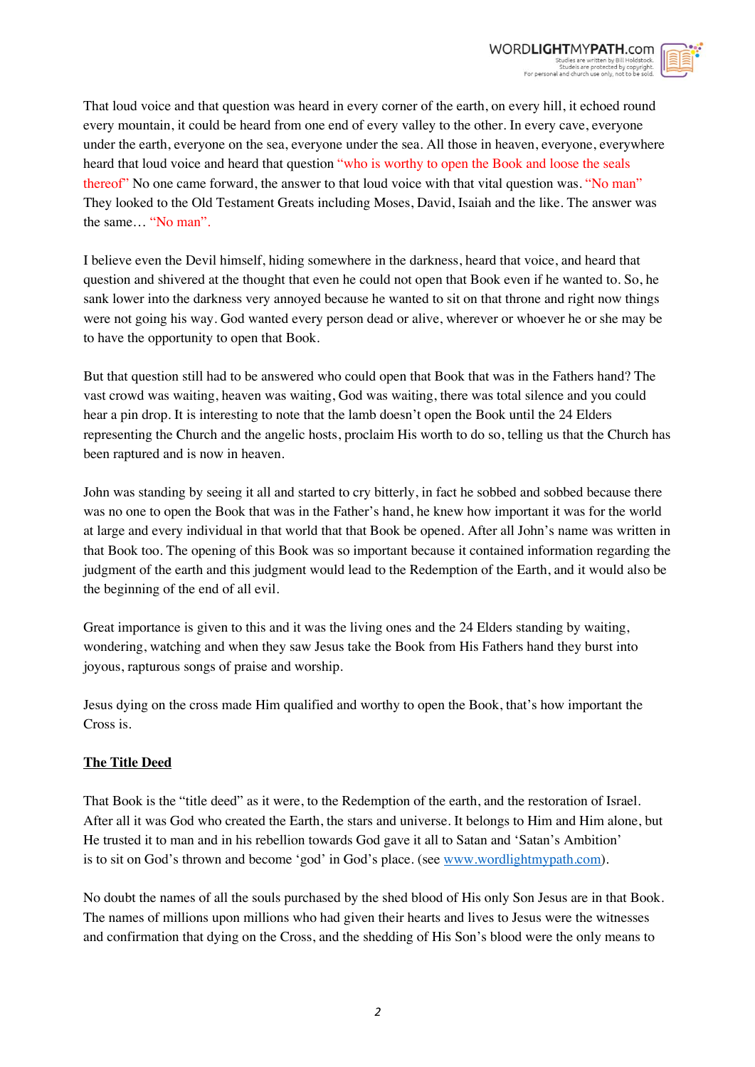That loud voice and that question was heard in every corner of the earth, on every hill, it echoed round every mountain, it could be heard from one end of every valley to the other. In every cave, everyone under the earth, everyone on the sea, everyone under the sea. All those in heaven, everyone, everywhere heard that loud voice and heard that question "who is worthy to open the Book and loose the seals thereof" No one came forward, the answer to that loud voice with that vital question was. "No man" They looked to the Old Testament Greats including Moses, David, Isaiah and the like. The answer was the same… "No man".

I believe even the Devil himself, hiding somewhere in the darkness, heard that voice, and heard that question and shivered at the thought that even he could not open that Book even if he wanted to. So, he sank lower into the darkness very annoyed because he wanted to sit on that throne and right now things were not going his way. God wanted every person dead or alive, wherever or whoever he or she may be to have the opportunity to open that Book.

But that question still had to be answered who could open that Book that was in the Fathers hand? The vast crowd was waiting, heaven was waiting, God was waiting, there was total silence and you could hear a pin drop. It is interesting to note that the lamb doesn't open the Book until the 24 Elders representing the Church and the angelic hosts, proclaim His worth to do so, telling us that the Church has been raptured and is now in heaven.

John was standing by seeing it all and started to cry bitterly, in fact he sobbed and sobbed because there was no one to open the Book that was in the Father's hand, he knew how important it was for the world at large and every individual in that world that that Book be opened. After all John's name was written in that Book too. The opening of this Book was so important because it contained information regarding the judgment of the earth and this judgment would lead to the Redemption of the Earth, and it would also be the beginning of the end of all evil.

Great importance is given to this and it was the living ones and the 24 Elders standing by waiting, wondering, watching and when they saw Jesus take the Book from His Fathers hand they burst into joyous, rapturous songs of praise and worship.

Jesus dying on the cross made Him qualified and worthy to open the Book, that's how important the Cross is.

## The Title Deed

That Book is the "title deed" as it were, to the Redemption of the earth, and the restoration of Israel. After all it was God who created the Earth, the stars and universe. It belongs to Him and Him alone, but He trusted it to man and in his rebellion towards God gave it all to Satan and 'Satan's Ambition' is to sit on God's thrown and become 'god' in God's place. (see [www.wordlightmypath.com](http://www.wordlightmypath.com)).

No doubt the names of all the souls purchased by the shed blood of His only Son Jesus are in that Book. The names of millions upon millions who had given their hearts and lives to Jesus were the witnesses and confirmation that dying on the Cross, and the shedding of His Son's blood were the only means to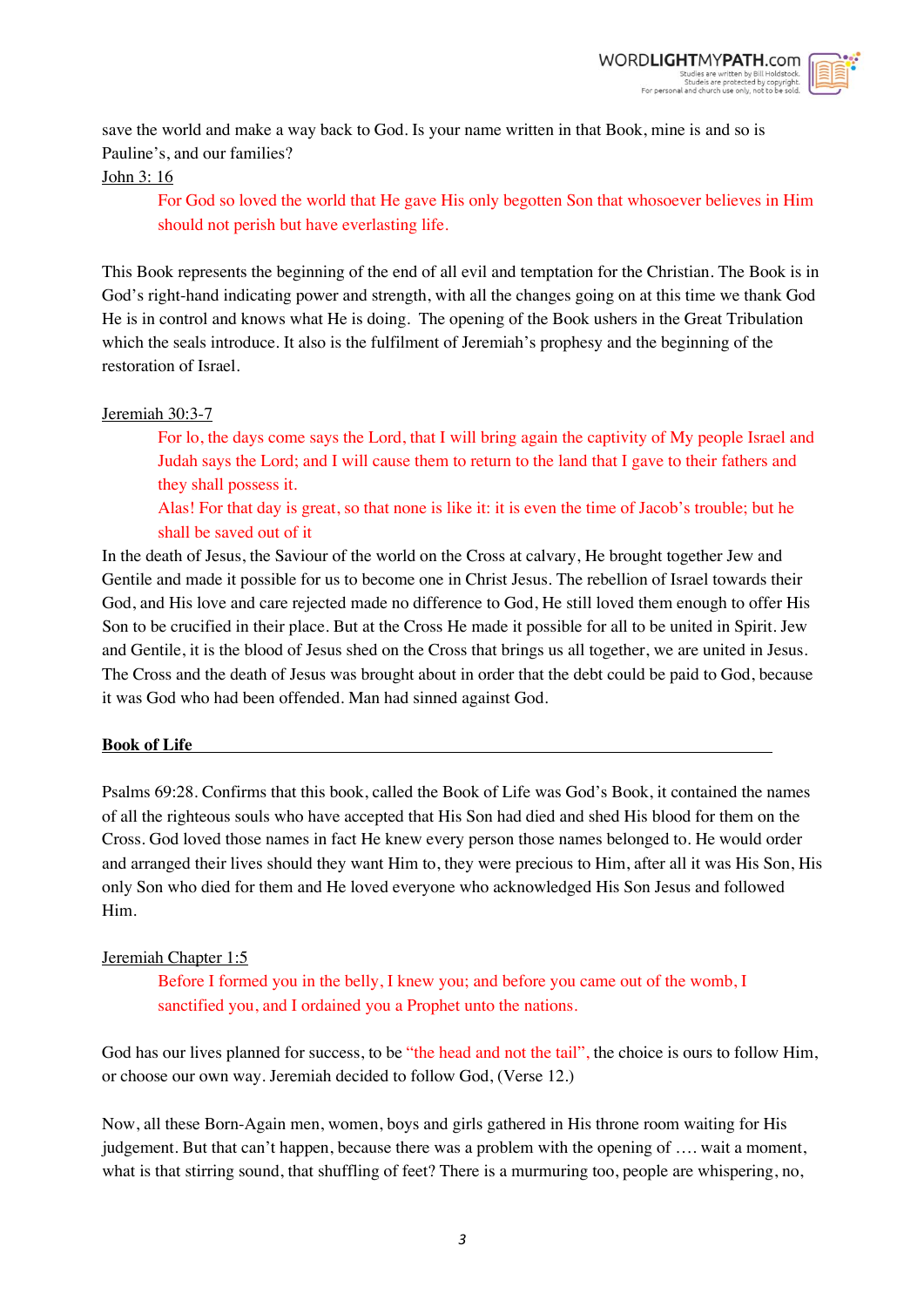save the world and make a way back to God. Is your name written in that Book, mine is and so is Pauline's, and our families?

John 3: 16

> For God so loved the world that He gave His only begotten Son that whosoever believes in Him should not perish but have everlasting life.

This Book represents the beginning of the end of all evil and temptation for the Christian. The Book is in God's right-hand indicating power and strength, with all the changes going on at this time we thank God He is in control and knows what He is doing. The opening of the Book ushers in the Great Tribulation which the seals introduce. It also is the fulfilment of Jeremiah's prophesy and the beginning of the restoration of Israel.

Jeremiah 30:3-7

> For lo, the days come says the Lord, that I will bring again the captivity of My people Israel and Judah says the Lord; and I will cause them to return to the land that I gave to their fathers and they shall possess it.
>
> Alas! For that day is great, so that none is like it: it is even the time of Jacob's trouble; but he shall be saved out of it

In the death of Jesus, the Saviour of the world on the Cross at calvary, He brought together Jew and Gentile and made it possible for us to become one in Christ Jesus. The rebellion of Israel towards their God, and His love and care rejected made no difference to God, He still loved them enough to offer His Son to be crucified in their place. But at the Cross He made it possible for all to be united in Spirit. Jew and Gentile, it is the blood of Jesus shed on the Cross that brings us all together, we are united in Jesus. The Cross and the death of Jesus was brought about in order that the debt could be paid to God, because it was God who had been offended. Man had sinned against God.

**Book of Life**

Psalms 69:28. Confirms that this book, called the Book of Life was God's Book, it contained the names of all the righteous souls who have accepted that His Son had died and shed His blood for them on the Cross. God loved those names in fact He knew every person those names belonged to. He would order and arranged their lives should they want Him to, they were precious to Him, after all it was His Son, His only Son who died for them and He loved everyone who acknowledged His Son Jesus and followed Him.

Jeremiah Chapter 1:5

> Before I formed you in the belly, I knew you; and before you came out of the womb, I sanctified you, and I ordained you a Prophet unto the nations.

God has our lives planned for success, to be "the head and not the tail", the choice is ours to follow Him, or choose our own way. Jeremiah decided to follow God, (Verse 12.)

Now, all these Born-Again men, women, boys and girls gathered in His throne room waiting for His judgement. But that can't happen, because there was a problem with the opening of …. wait a moment, what is that stirring sound, that shuffling of feet? There is a murmuring too, people are whispering, no,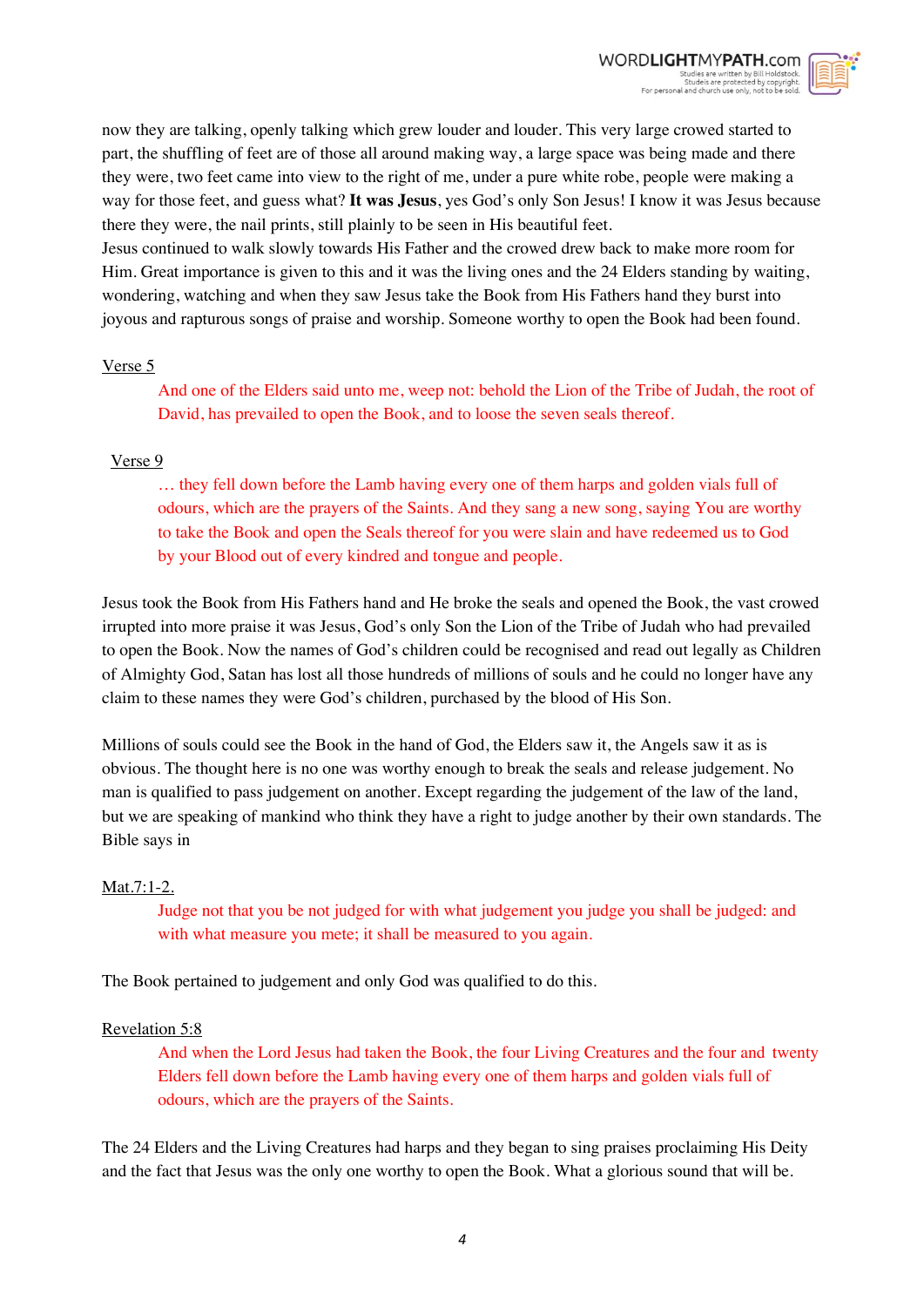now they are talking, openly talking which grew louder and louder. This very large crowed started to part, the shuffling of feet are of those all around making way, a large space was being made and there they were, two feet came into view to the right of me, under a pure white robe, people were making a way for those feet, and guess what? **It was Jesus**, yes God's only Son Jesus! I know it was Jesus because there they were, the nail prints, still plainly to be seen in His beautiful feet.
Jesus continued to walk slowly towards His Father and the crowed drew back to make more room for Him. Great importance is given to this and it was the living ones and the 24 Elders standing by waiting, wondering, watching and when they saw Jesus take the Book from His Fathers hand they burst into joyous and rapturous songs of praise and worship. Someone worthy to open the Book had been found.

Verse 5

> And one of the Elders said unto me, weep not: behold the Lion of the Tribe of Judah, the root of David, has prevailed to open the Book, and to loose the seven seals thereof.

Verse 9

> … they fell down before the Lamb having every one of them harps and golden vials full of odours, which are the prayers of the Saints. And they sang a new song, saying You are worthy to take the Book and open the Seals thereof for you were slain and have redeemed us to God by your Blood out of every kindred and tongue and people.

Jesus took the Book from His Fathers hand and He broke the seals and opened the Book, the vast crowed irrupted into more praise it was Jesus, God's only Son the Lion of the Tribe of Judah who had prevailed to open the Book. Now the names of God's children could be recognised and read out legally as Children of Almighty God, Satan has lost all those hundreds of millions of souls and he could no longer have any claim to these names they were God's children, purchased by the blood of His Son.

Millions of souls could see the Book in the hand of God, the Elders saw it, the Angels saw it as is obvious. The thought here is no one was worthy enough to break the seals and release judgement. No man is qualified to pass judgement on another. Except regarding the judgement of the law of the land, but we are speaking of mankind who think they have a right to judge another by their own standards. The Bible says in

Mat.7:1-2.

> Judge not that you be not judged for with what judgement you judge you shall be judged: and with what measure you mete; it shall be measured to you again.

The Book pertained to judgement and only God was qualified to do this.

Revelation 5:8

> And when the Lord Jesus had taken the Book, the four Living Creatures and the four and twenty Elders fell down before the Lamb having every one of them harps and golden vials full of odours, which are the prayers of the Saints.

The 24 Elders and the Living Creatures had harps and they began to sing praises proclaiming His Deity and the fact that Jesus was the only one worthy to open the Book. What a glorious sound that will be.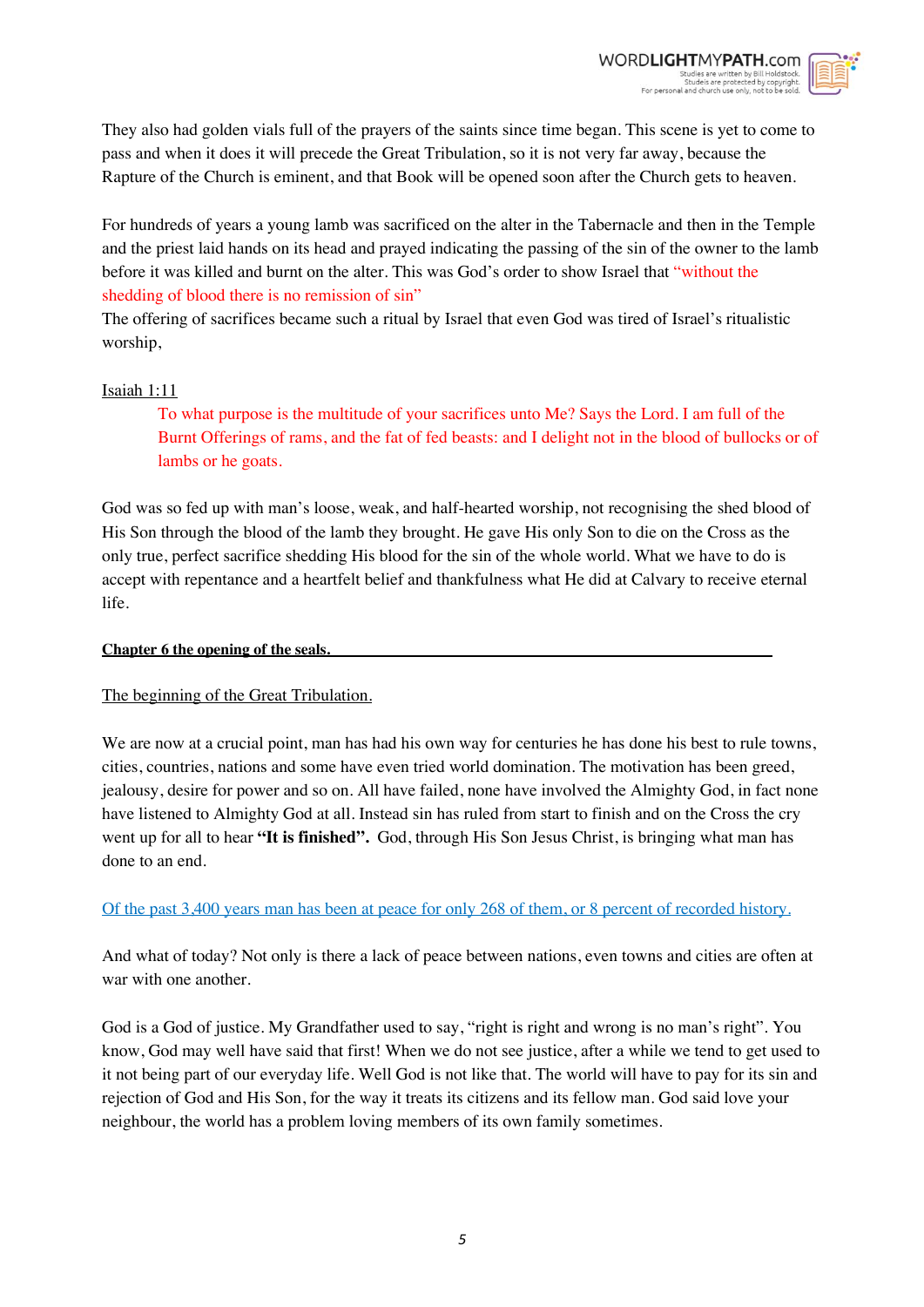They also had golden vials full of the prayers of the saints since time began. This scene is yet to come to pass and when it does it will precede the Great Tribulation, so it is not very far away, because the Rapture of the Church is eminent, and that Book will be opened soon after the Church gets to heaven.

For hundreds of years a young lamb was sacrificed on the alter in the Tabernacle and then in the Temple and the priest laid hands on its head and prayed indicating the passing of the sin of the owner to the lamb before it was killed and burnt on the alter. This was God's order to show Israel that "without the shedding of blood there is no remission of sin"

The offering of sacrifices became such a ritual by Israel that even God was tired of Israel's ritualistic worship,

Isaiah 1:11

> To what purpose is the multitude of your sacrifices unto Me? Says the Lord. I am full of the Burnt Offerings of rams, and the fat of fed beasts: and I delight not in the blood of bullocks or of lambs or he goats.

God was so fed up with man's loose, weak, and half-hearted worship, not recognising the shed blood of His Son through the blood of the lamb they brought. He gave His only Son to die on the Cross as the only true, perfect sacrifice shedding His blood for the sin of the whole world. What we have to do is accept with repentance and a heartfelt belief and thankfulness what He did at Calvary to receive eternal life.

**Chapter 6 the opening of the seals.**

The beginning of the Great Tribulation.

We are now at a crucial point, man has had his own way for centuries he has done his best to rule towns, cities, countries, nations and some have even tried world domination. The motivation has been greed, jealousy, desire for power and so on. All have failed, none have involved the Almighty God, in fact none have listened to Almighty God at all. Instead sin has ruled from start to finish and on the Cross the cry went up for all to hear **"It is finished".** God, through His Son Jesus Christ, is bringing what man has done to an end.

Of the past 3,400 years man has been at peace for only 268 of them, or 8 percent of recorded history.

And what of today? Not only is there a lack of peace between nations, even towns and cities are often at war with one another.

God is a God of justice. My Grandfather used to say, "right is right and wrong is no man's right". You know, God may well have said that first! When we do not see justice, after a while we tend to get used to it not being part of our everyday life. Well God is not like that. The world will have to pay for its sin and rejection of God and His Son, for the way it treats its citizens and its fellow man. God said love your neighbour, the world has a problem loving members of its own family sometimes.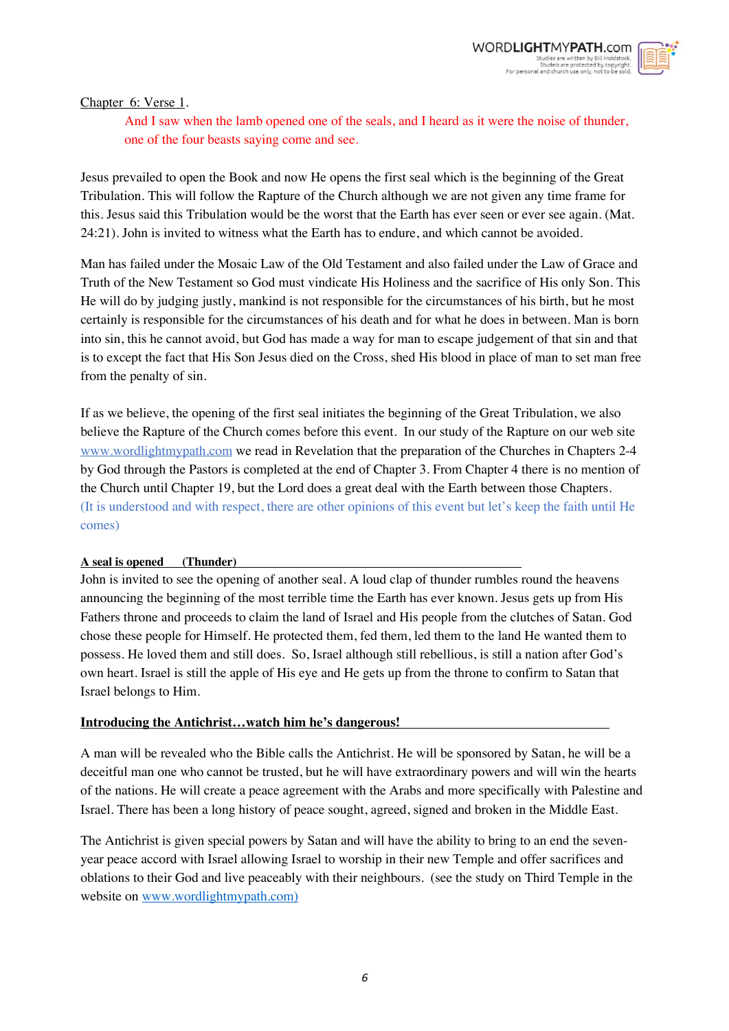Chapter 6: Verse 1.

> And I saw when the lamb opened one of the seals, and I heard as it were the noise of thunder, one of the four beasts saying come and see.

Jesus prevailed to open the Book and now He opens the first seal which is the beginning of the Great Tribulation. This will follow the Rapture of the Church although we are not given any time frame for this. Jesus said this Tribulation would be the worst that the Earth has ever seen or ever see again. (Mat. 24:21). John is invited to witness what the Earth has to endure, and which cannot be avoided.

Man has failed under the Mosaic Law of the Old Testament and also failed under the Law of Grace and Truth of the New Testament so God must vindicate His Holiness and the sacrifice of His only Son. This He will do by judging justly, mankind is not responsible for the circumstances of his birth, but he most certainly is responsible for the circumstances of his death and for what he does in between. Man is born into sin, this he cannot avoid, but God has made a way for man to escape judgement of that sin and that is to except the fact that His Son Jesus died on the Cross, shed His blood in place of man to set man free from the penalty of sin.

If as we believe, the opening of the first seal initiates the beginning of the Great Tribulation, we also believe the Rapture of the Church comes before this event. In our study of the Rapture on our web site www.wordlightmypath.com we read in Revelation that the preparation of the Churches in Chapters 2-4 by God through the Pastors is completed at the end of Chapter 3. From Chapter 4 there is no mention of the Church until Chapter 19, but the Lord does a great deal with the Earth between those Chapters. (It is understood and with respect, there are other opinions of this event but let's keep the faith until He comes)

**A seal is opened (Thunder)**

John is invited to see the opening of another seal. A loud clap of thunder rumbles round the heavens announcing the beginning of the most terrible time the Earth has ever known. Jesus gets up from His Fathers throne and proceeds to claim the land of Israel and His people from the clutches of Satan. God chose these people for Himself. He protected them, fed them, led them to the land He wanted them to possess. He loved them and still does. So, Israel although still rebellious, is still a nation after God's own heart. Israel is still the apple of His eye and He gets up from the throne to confirm to Satan that Israel belongs to Him.

**Introducing the Antichrist…watch him he's dangerous!**

A man will be revealed who the Bible calls the Antichrist. He will be sponsored by Satan, he will be a deceitful man one who cannot be trusted, but he will have extraordinary powers and will win the hearts of the nations. He will create a peace agreement with the Arabs and more specifically with Palestine and Israel. There has been a long history of peace sought, agreed, signed and broken in the Middle East.

The Antichrist is given special powers by Satan and will have the ability to bring to an end the seven-year peace accord with Israel allowing Israel to worship in their new Temple and offer sacrifices and oblations to their God and live peaceably with their neighbours. (see the study on Third Temple in the website on www.wordlightmypath.com)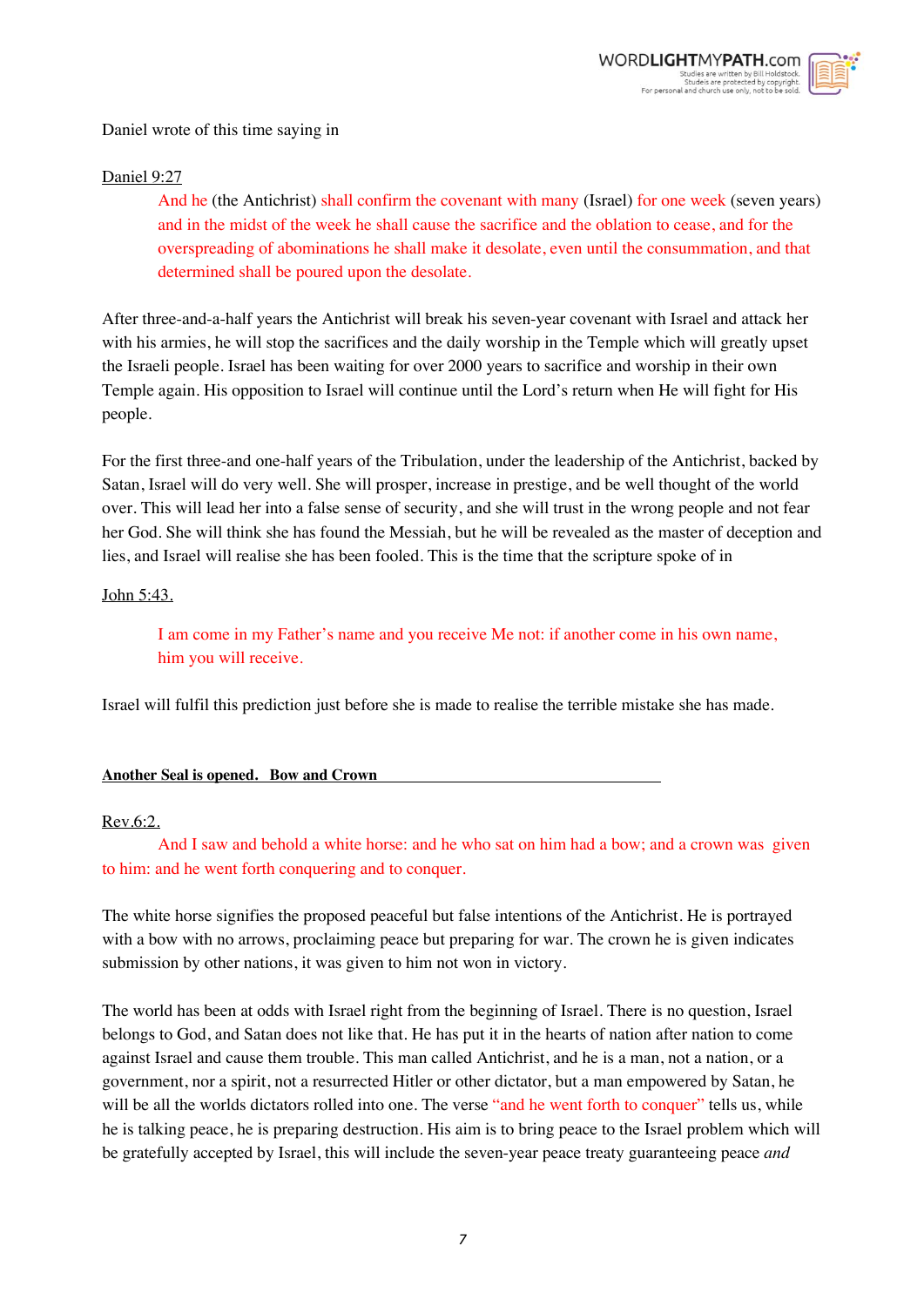Daniel wrote of this time saying in

Daniel 9:27

> And he (the Antichrist) shall confirm the covenant with many (Israel) for one week (seven years) and in the midst of the week he shall cause the sacrifice and the oblation to cease, and for the overspreading of abominations he shall make it desolate, even until the consummation, and that determined shall be poured upon the desolate.

After three-and-a-half years the Antichrist will break his seven-year covenant with Israel and attack her with his armies, he will stop the sacrifices and the daily worship in the Temple which will greatly upset the Israeli people. Israel has been waiting for over 2000 years to sacrifice and worship in their own Temple again. His opposition to Israel will continue until the Lord's return when He will fight for His people.

For the first three-and one-half years of the Tribulation, under the leadership of the Antichrist, backed by Satan, Israel will do very well. She will prosper, increase in prestige, and be well thought of the world over. This will lead her into a false sense of security, and she will trust in the wrong people and not fear her God. She will think she has found the Messiah, but he will be revealed as the master of deception and lies, and Israel will realise she has been fooled. This is the time that the scripture spoke of in

John 5:43.

> I am come in my Father's name and you receive Me not: if another come in his own name, him you will receive.

Israel will fulfil this prediction just before she is made to realise the terrible mistake she has made.

**Another Seal is opened. Bow and Crown**

Rev.6:2.

> And I saw and behold a white horse: and he who sat on him had a bow; and a crown was given to him: and he went forth conquering and to conquer.

The white horse signifies the proposed peaceful but false intentions of the Antichrist. He is portrayed with a bow with no arrows, proclaiming peace but preparing for war. The crown he is given indicates submission by other nations, it was given to him not won in victory.

The world has been at odds with Israel right from the beginning of Israel. There is no question, Israel belongs to God, and Satan does not like that. He has put it in the hearts of nation after nation to come against Israel and cause them trouble. This man called Antichrist, and he is a man, not a nation, or a government, nor a spirit, not a resurrected Hitler or other dictator, but a man empowered by Satan, he will be all the worlds dictators rolled into one. The verse "and he went forth to conquer" tells us, while he is talking peace, he is preparing destruction. His aim is to bring peace to the Israel problem which will be gratefully accepted by Israel, this will include the seven-year peace treaty guaranteeing peace *and*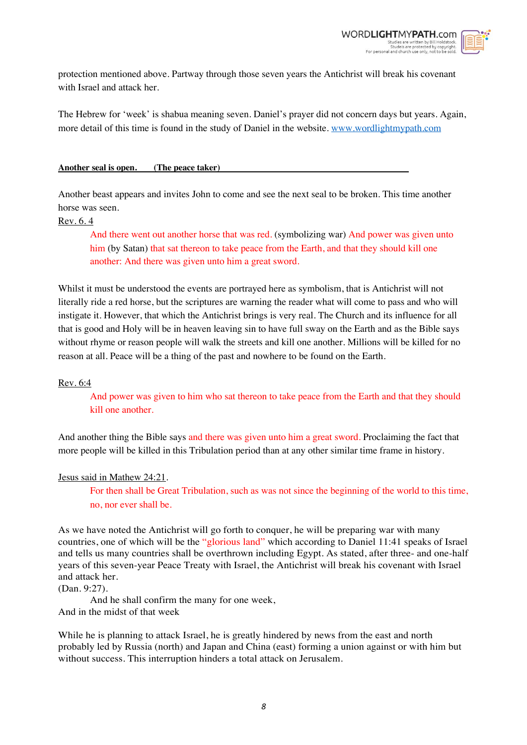protection mentioned above. Partway through those seven years the Antichrist will break his covenant with Israel and attack her.

The Hebrew for 'week' is shabua meaning seven. Daniel's prayer did not concern days but years. Again, more detail of this time is found in the study of Daniel in the website. www.wordlightmypath.com

**Another seal is open. (The peace taker)**

Another beast appears and invites John to come and see the next seal to be broken. This time another horse was seen.

Rev. 6. 4

> And there went out another horse that was red. (symbolizing war) And power was given unto him (by Satan) that sat thereon to take peace from the Earth, and that they should kill one another: And there was given unto him a great sword.

Whilst it must be understood the events are portrayed here as symbolism, that is Antichrist will not literally ride a red horse, but the scriptures are warning the reader what will come to pass and who will instigate it. However, that which the Antichrist brings is very real. The Church and its influence for all that is good and Holy will be in heaven leaving sin to have full sway on the Earth and as the Bible says without rhyme or reason people will walk the streets and kill one another. Millions will be killed for no reason at all. Peace will be a thing of the past and nowhere to be found on the Earth.

Rev. 6:4

> And power was given to him who sat thereon to take peace from the Earth and that they should kill one another.

And another thing the Bible says and there was given unto him a great sword. Proclaiming the fact that more people will be killed in this Tribulation period than at any other similar time frame in history.

Jesus said in Mathew 24:21.

> For then shall be Great Tribulation, such as was not since the beginning of the world to this time, no, nor ever shall be.

As we have noted the Antichrist will go forth to conquer, he will be preparing war with many countries, one of which will be the "glorious land" which according to Daniel 11:41 speaks of Israel and tells us many countries shall be overthrown including Egypt. As stated, after three- and one-half years of this seven-year Peace Treaty with Israel, the Antichrist will break his covenant with Israel and attack her.
(Dan. 9:27).

> And he shall confirm the many for one week,

And in the midst of that week

While he is planning to attack Israel, he is greatly hindered by news from the east and north probably led by Russia (north) and Japan and China (east) forming a union against or with him but without success. This interruption hinders a total attack on Jerusalem.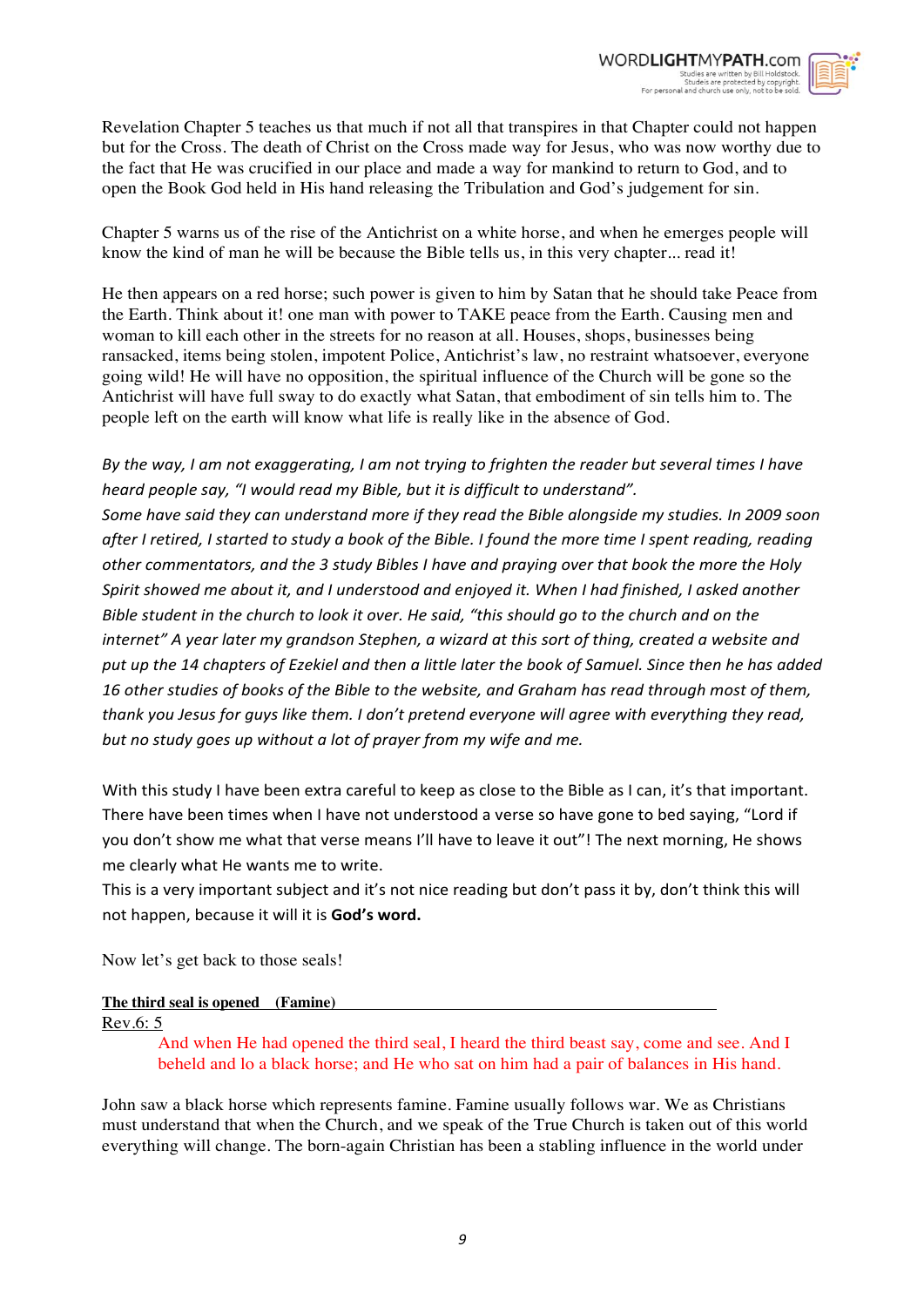Revelation Chapter 5 teaches us that much if not all that transpires in that Chapter could not happen but for the Cross. The death of Christ on the Cross made way for Jesus, who was now worthy due to the fact that He was crucified in our place and made a way for mankind to return to God, and to open the Book God held in His hand releasing the Tribulation and God's judgement for sin.

Chapter 5 warns us of the rise of the Antichrist on a white horse, and when he emerges people will know the kind of man he will be because the Bible tells us, in this very chapter... read it!

He then appears on a red horse; such power is given to him by Satan that he should take Peace from the Earth. Think about it! one man with power to TAKE peace from the Earth. Causing men and woman to kill each other in the streets for no reason at all. Houses, shops, businesses being ransacked, items being stolen, impotent Police, Antichrist's law, no restraint whatsoever, everyone going wild! He will have no opposition, the spiritual influence of the Church will be gone so the Antichrist will have full sway to do exactly what Satan, that embodiment of sin tells him to. The people left on the earth will know what life is really like in the absence of God.

*By the way, I am not exaggerating, I am not trying to frighten the reader but several times I have heard people say, "I would read my Bible, but it is difficult to understand".*
*Some have said they can understand more if they read the Bible alongside my studies. In 2009 soon after I retired, I started to study a book of the Bible. I found the more time I spent reading, reading other commentators, and the 3 study Bibles I have and praying over that book the more the Holy Spirit showed me about it, and I understood and enjoyed it. When I had finished, I asked another Bible student in the church to look it over. He said, "this should go to the church and on the internet" A year later my grandson Stephen, a wizard at this sort of thing, created a website and put up the 14 chapters of Ezekiel and then a little later the book of Samuel. Since then he has added 16 other studies of books of the Bible to the website, and Graham has read through most of them, thank you Jesus for guys like them. I don't pretend everyone will agree with everything they read, but no study goes up without a lot of prayer from my wife and me.*

With this study I have been extra careful to keep as close to the Bible as I can, it's that important. There have been times when I have not understood a verse so have gone to bed saying, "Lord if you don't show me what that verse means I'll have to leave it out"! The next morning, He shows me clearly what He wants me to write.
This is a very important subject and it's not nice reading but don't pass it by, don't think this will not happen, because it will it is **God's word.**

Now let's get back to those seals!

**The third seal is opened (Famine)**

Rev.6: 5

> And when He had opened the third seal, I heard the third beast say, come and see. And I beheld and lo a black horse; and He who sat on him had a pair of balances in His hand.

John saw a black horse which represents famine. Famine usually follows war. We as Christians must understand that when the Church, and we speak of the True Church is taken out of this world everything will change. The born-again Christian has been a stabling influence in the world under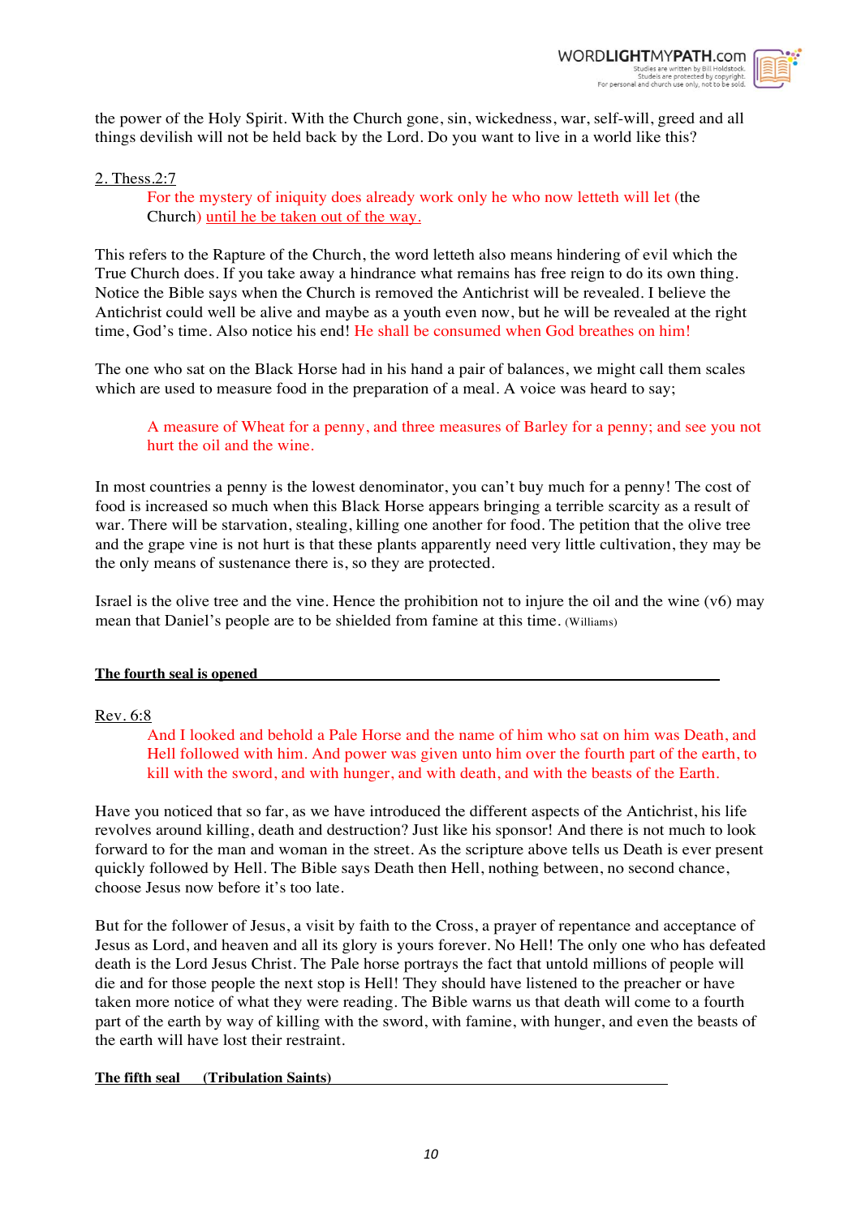the power of the Holy Spirit. With the Church gone, sin, wickedness, war, self-will, greed and all things devilish will not be held back by the Lord. Do you want to live in a world like this?

2. Thess.2:7

> For the mystery of iniquity does already work only he who now letteth will let (the Church) until he be taken out of the way.

This refers to the Rapture of the Church, the word letteth also means hindering of evil which the True Church does. If you take away a hindrance what remains has free reign to do its own thing. Notice the Bible says when the Church is removed the Antichrist will be revealed. I believe the Antichrist could well be alive and maybe as a youth even now, but he will be revealed at the right time, God's time. Also notice his end! He shall be consumed when God breathes on him!

The one who sat on the Black Horse had in his hand a pair of balances, we might call them scales which are used to measure food in the preparation of a meal. A voice was heard to say;

> A measure of Wheat for a penny, and three measures of Barley for a penny; and see you not hurt the oil and the wine.

In most countries a penny is the lowest denominator, you can't buy much for a penny! The cost of food is increased so much when this Black Horse appears bringing a terrible scarcity as a result of war. There will be starvation, stealing, killing one another for food. The petition that the olive tree and the grape vine is not hurt is that these plants apparently need very little cultivation, they may be the only means of sustenance there is, so they are protected.

Israel is the olive tree and the vine. Hence the prohibition not to injure the oil and the wine (v6) may mean that Daniel's people are to be shielded from famine at this time. (Williams)

**The fourth seal is opened**

Rev. 6:8

> And I looked and behold a Pale Horse and the name of him who sat on him was Death, and Hell followed with him. And power was given unto him over the fourth part of the earth, to kill with the sword, and with hunger, and with death, and with the beasts of the Earth.

Have you noticed that so far, as we have introduced the different aspects of the Antichrist, his life revolves around killing, death and destruction? Just like his sponsor! And there is not much to look forward to for the man and woman in the street. As the scripture above tells us Death is ever present quickly followed by Hell. The Bible says Death then Hell, nothing between, no second chance, choose Jesus now before it's too late.

But for the follower of Jesus, a visit by faith to the Cross, a prayer of repentance and acceptance of Jesus as Lord, and heaven and all its glory is yours forever. No Hell! The only one who has defeated death is the Lord Jesus Christ. The Pale horse portrays the fact that untold millions of people will die and for those people the next stop is Hell! They should have listened to the preacher or have taken more notice of what they were reading. The Bible warns us that death will come to a fourth part of the earth by way of killing with the sword, with famine, with hunger, and even the beasts of the earth will have lost their restraint.

**The fifth seal (Tribulation Saints)**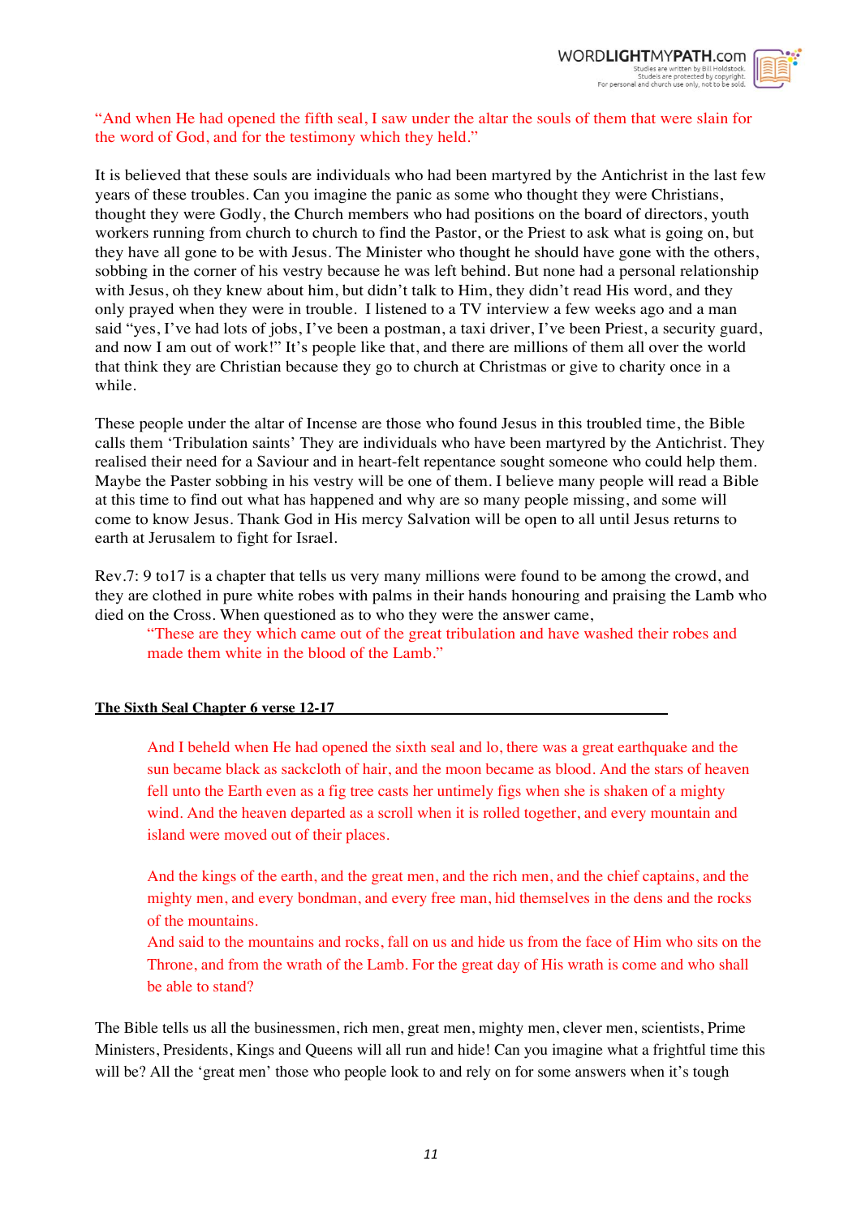"And when He had opened the fifth seal, I saw under the altar the souls of them that were slain for the word of God, and for the testimony which they held."

It is believed that these souls are individuals who had been martyred by the Antichrist in the last few years of these troubles. Can you imagine the panic as some who thought they were Christians, thought they were Godly, the Church members who had positions on the board of directors, youth workers running from church to church to find the Pastor, or the Priest to ask what is going on, but they have all gone to be with Jesus. The Minister who thought he should have gone with the others, sobbing in the corner of his vestry because he was left behind. But none had a personal relationship with Jesus, oh they knew about him, but didn't talk to Him, they didn't read His word, and they only prayed when they were in trouble. I listened to a TV interview a few weeks ago and a man said "yes, I've had lots of jobs, I've been a postman, a taxi driver, I've been Priest, a security guard, and now I am out of work!" It's people like that, and there are millions of them all over the world that think they are Christian because they go to church at Christmas or give to charity once in a while.

These people under the altar of Incense are those who found Jesus in this troubled time, the Bible calls them 'Tribulation saints' They are individuals who have been martyred by the Antichrist. They realised their need for a Saviour and in heart-felt repentance sought someone who could help them. Maybe the Paster sobbing in his vestry will be one of them. I believe many people will read a Bible at this time to find out what has happened and why are so many people missing, and some will come to know Jesus. Thank God in His mercy Salvation will be open to all until Jesus returns to earth at Jerusalem to fight for Israel.

Rev.7: 9 to17 is a chapter that tells us very many millions were found to be among the crowd, and they are clothed in pure white robes with palms in their hands honouring and praising the Lamb who died on the Cross. When questioned as to who they were the answer came,

> "These are they which came out of the great tribulation and have washed their robes and made them white in the blood of the Lamb."

**The Sixth Seal Chapter 6 verse 12-17**

> And I beheld when He had opened the sixth seal and lo, there was a great earthquake and the sun became black as sackcloth of hair, and the moon became as blood. And the stars of heaven fell unto the Earth even as a fig tree casts her untimely figs when she is shaken of a mighty wind. And the heaven departed as a scroll when it is rolled together, and every mountain and island were moved out of their places.
>
> And the kings of the earth, and the great men, and the rich men, and the chief captains, and the mighty men, and every bondman, and every free man, hid themselves in the dens and the rocks of the mountains.
> And said to the mountains and rocks, fall on us and hide us from the face of Him who sits on the Throne, and from the wrath of the Lamb. For the great day of His wrath is come and who shall be able to stand?

The Bible tells us all the businessmen, rich men, great men, mighty men, clever men, scientists, Prime Ministers, Presidents, Kings and Queens will all run and hide! Can you imagine what a frightful time this will be? All the 'great men' those who people look to and rely on for some answers when it's tough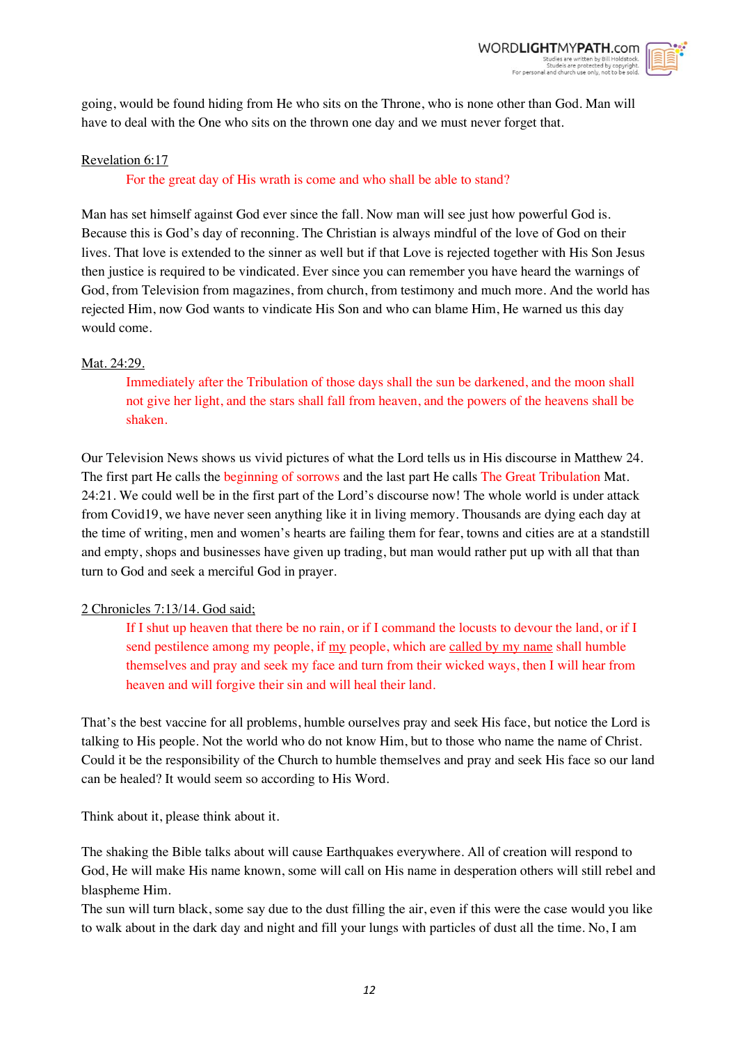going, would be found hiding from He who sits on the Throne, who is none other than God. Man will have to deal with the One who sits on the thrown one day and we must never forget that.

Revelation 6:17

> For the great day of His wrath is come and who shall be able to stand?

Man has set himself against God ever since the fall. Now man will see just how powerful God is. Because this is God's day of reconning. The Christian is always mindful of the love of God on their lives. That love is extended to the sinner as well but if that Love is rejected together with His Son Jesus then justice is required to be vindicated. Ever since you can remember you have heard the warnings of God, from Television from magazines, from church, from testimony and much more. And the world has rejected Him, now God wants to vindicate His Son and who can blame Him, He warned us this day would come.

Mat. 24:29.

> Immediately after the Tribulation of those days shall the sun be darkened, and the moon shall not give her light, and the stars shall fall from heaven, and the powers of the heavens shall be shaken.

Our Television News shows us vivid pictures of what the Lord tells us in His discourse in Matthew 24. The first part He calls the beginning of sorrows and the last part He calls The Great Tribulation Mat. 24:21. We could well be in the first part of the Lord's discourse now! The whole world is under attack from Covid19, we have never seen anything like it in living memory. Thousands are dying each day at the time of writing, men and women's hearts are failing them for fear, towns and cities are at a standstill and empty, shops and businesses have given up trading, but man would rather put up with all that than turn to God and seek a merciful God in prayer.

2 Chronicles 7:13/14. God said;

> If I shut up heaven that there be no rain, or if I command the locusts to devour the land, or if I send pestilence among my people, if my people, which are called by my name shall humble themselves and pray and seek my face and turn from their wicked ways, then I will hear from heaven and will forgive their sin and will heal their land.

That's the best vaccine for all problems, humble ourselves pray and seek His face, but notice the Lord is talking to His people. Not the world who do not know Him, but to those who name the name of Christ. Could it be the responsibility of the Church to humble themselves and pray and seek His face so our land can be healed? It would seem so according to His Word.

Think about it, please think about it.

The shaking the Bible talks about will cause Earthquakes everywhere. All of creation will respond to God, He will make His name known, some will call on His name in desperation others will still rebel and blaspheme Him.
The sun will turn black, some say due to the dust filling the air, even if this were the case would you like to walk about in the dark day and night and fill your lungs with particles of dust all the time. No, I am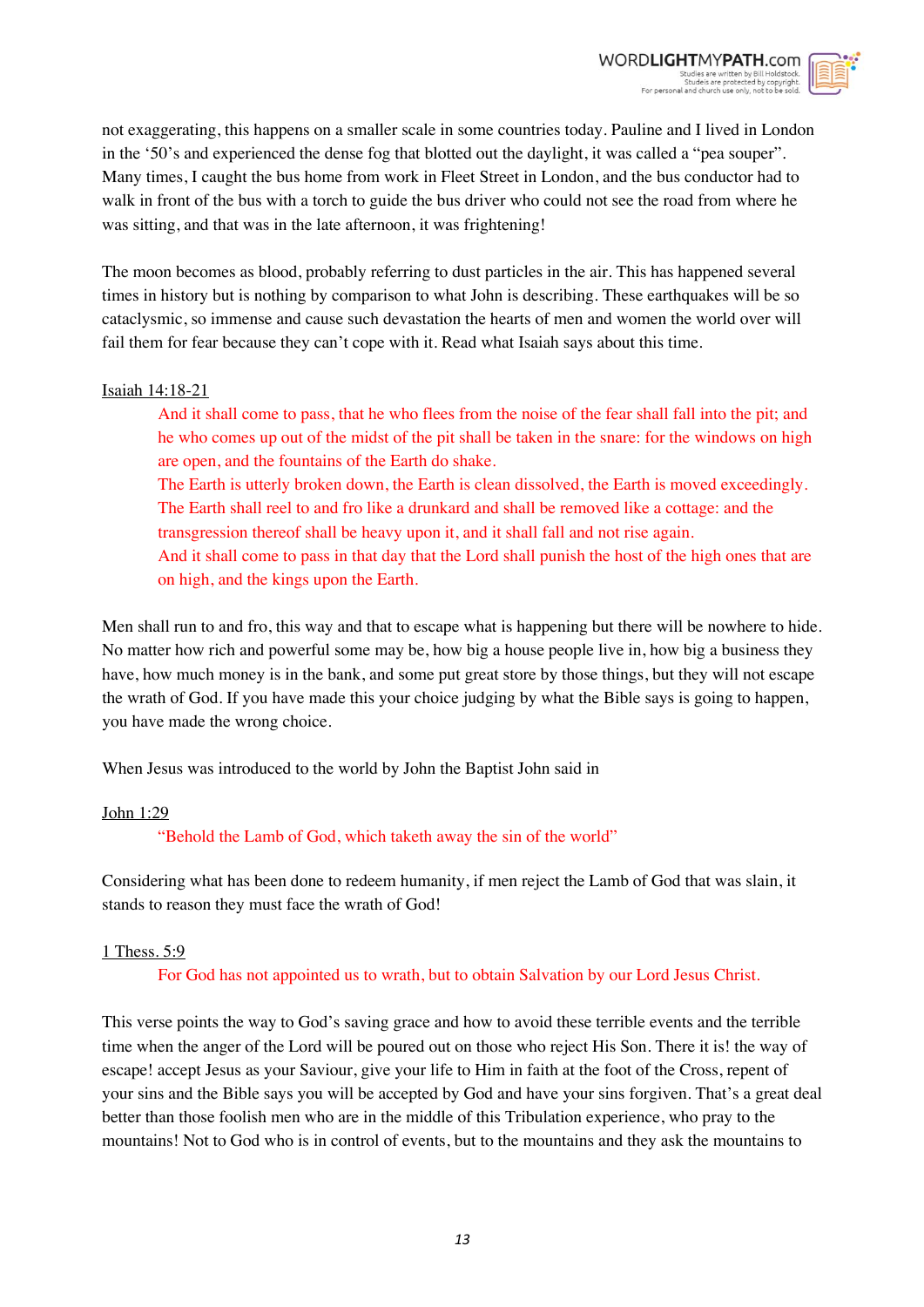not exaggerating, this happens on a smaller scale in some countries today. Pauline and I lived in London in the '50's and experienced the dense fog that blotted out the daylight, it was called a "pea souper". Many times, I caught the bus home from work in Fleet Street in London, and the bus conductor had to walk in front of the bus with a torch to guide the bus driver who could not see the road from where he was sitting, and that was in the late afternoon, it was frightening!

The moon becomes as blood, probably referring to dust particles in the air. This has happened several times in history but is nothing by comparison to what John is describing. These earthquakes will be so cataclysmic, so immense and cause such devastation the hearts of men and women the world over will fail them for fear because they can't cope with it. Read what Isaiah says about this time.

Isaiah 14:18-21

> And it shall come to pass, that he who flees from the noise of the fear shall fall into the pit; and he who comes up out of the midst of the pit shall be taken in the snare: for the windows on high are open, and the fountains of the Earth do shake.
> The Earth is utterly broken down, the Earth is clean dissolved, the Earth is moved exceedingly.
> The Earth shall reel to and fro like a drunkard and shall be removed like a cottage: and the transgression thereof shall be heavy upon it, and it shall fall and not rise again.
> And it shall come to pass in that day that the Lord shall punish the host of the high ones that are on high, and the kings upon the Earth.

Men shall run to and fro, this way and that to escape what is happening but there will be nowhere to hide. No matter how rich and powerful some may be, how big a house people live in, how big a business they have, how much money is in the bank, and some put great store by those things, but they will not escape the wrath of God. If you have made this your choice judging by what the Bible says is going to happen, you have made the wrong choice.

When Jesus was introduced to the world by John the Baptist John said in

John 1:29

> "Behold the Lamb of God, which taketh away the sin of the world"

Considering what has been done to redeem humanity, if men reject the Lamb of God that was slain, it stands to reason they must face the wrath of God!

1 Thess. 5:9

> For God has not appointed us to wrath, but to obtain Salvation by our Lord Jesus Christ.

This verse points the way to God's saving grace and how to avoid these terrible events and the terrible time when the anger of the Lord will be poured out on those who reject His Son. There it is! the way of escape! accept Jesus as your Saviour, give your life to Him in faith at the foot of the Cross, repent of your sins and the Bible says you will be accepted by God and have your sins forgiven. That's a great deal better than those foolish men who are in the middle of this Tribulation experience, who pray to the mountains! Not to God who is in control of events, but to the mountains and they ask the mountains to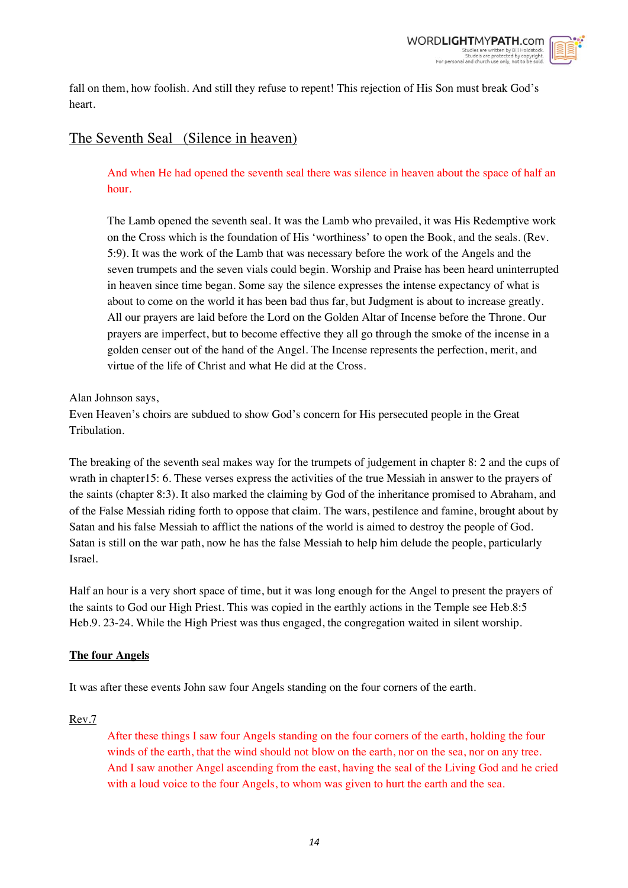fall on them, how foolish. And still they refuse to repent! This rejection of His Son must break God's heart.

## The Seventh Seal (Silence in heaven)

> And when He had opened the seventh seal there was silence in heaven about the space of half an hour.
>
> The Lamb opened the seventh seal. It was the Lamb who prevailed, it was His Redemptive work on the Cross which is the foundation of His 'worthiness' to open the Book, and the seals. (Rev. 5:9). It was the work of the Lamb that was necessary before the work of the Angels and the seven trumpets and the seven vials could begin. Worship and Praise has been heard uninterrupted in heaven since time began. Some say the silence expresses the intense expectancy of what is about to come on the world it has been bad thus far, but Judgment is about to increase greatly. All our prayers are laid before the Lord on the Golden Altar of Incense before the Throne. Our prayers are imperfect, but to become effective they all go through the smoke of the incense in a golden censer out of the hand of the Angel. The Incense represents the perfection, merit, and virtue of the life of Christ and what He did at the Cross.

Alan Johnson says,
Even Heaven's choirs are subdued to show God's concern for His persecuted people in the Great Tribulation.

The breaking of the seventh seal makes way for the trumpets of judgement in chapter 8: 2 and the cups of wrath in chapter15: 6. These verses express the activities of the true Messiah in answer to the prayers of the saints (chapter 8:3). It also marked the claiming by God of the inheritance promised to Abraham, and of the False Messiah riding forth to oppose that claim. The wars, pestilence and famine, brought about by Satan and his false Messiah to afflict the nations of the world is aimed to destroy the people of God. Satan is still on the war path, now he has the false Messiah to help him delude the people, particularly Israel.

Half an hour is a very short space of time, but it was long enough for the Angel to present the prayers of the saints to God our High Priest. This was copied in the earthly actions in the Temple see Heb.8:5 Heb.9. 23-24. While the High Priest was thus engaged, the congregation waited in silent worship.

### The four Angels

It was after these events John saw four Angels standing on the four corners of the earth.

Rev.7

> After these things I saw four Angels standing on the four corners of the earth, holding the four winds of the earth, that the wind should not blow on the earth, nor on the sea, nor on any tree. And I saw another Angel ascending from the east, having the seal of the Living God and he cried with a loud voice to the four Angels, to whom was given to hurt the earth and the sea.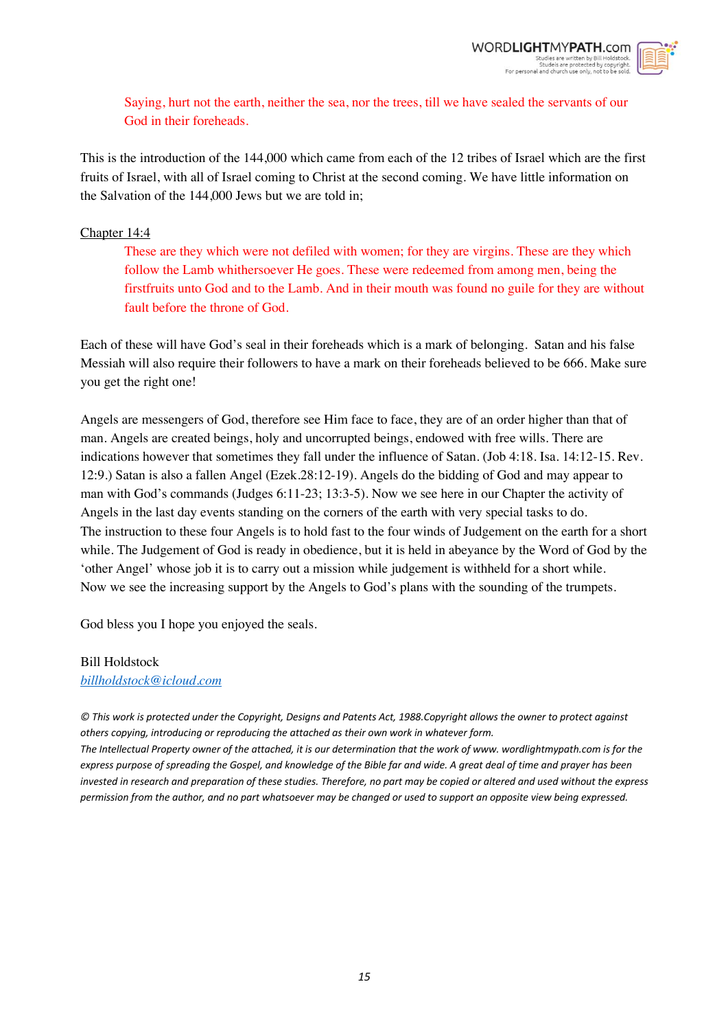> Saying, hurt not the earth, neither the sea, nor the trees, till we have sealed the servants of our God in their foreheads.

This is the introduction of the 144,000 which came from each of the 12 tribes of Israel which are the first fruits of Israel, with all of Israel coming to Christ at the second coming. We have little information on the Salvation of the 144,000 Jews but we are told in;

<u>Chapter 14:4</u>

> These are they which were not defiled with women; for they are virgins. These are they which follow the Lamb whithersoever He goes. These were redeemed from among men, being the firstfruits unto God and to the Lamb. And in their mouth was found no guile for they are without fault before the throne of God.

Each of these will have God's seal in their foreheads which is a mark of belonging. Satan and his false Messiah will also require their followers to have a mark on their foreheads believed to be 666. Make sure you get the right one!

Angels are messengers of God, therefore see Him face to face, they are of an order higher than that of man. Angels are created beings, holy and uncorrupted beings, endowed with free wills. There are indications however that sometimes they fall under the influence of Satan. (Job 4:18. Isa. 14:12-15. Rev. 12:9.) Satan is also a fallen Angel (Ezek.28:12-19). Angels do the bidding of God and may appear to man with God's commands (Judges 6:11-23; 13:3-5). Now we see here in our Chapter the activity of Angels in the last day events standing on the corners of the earth with very special tasks to do.
The instruction to these four Angels is to hold fast to the four winds of Judgement on the earth for a short while. The Judgement of God is ready in obedience, but it is held in abeyance by the Word of God by the 'other Angel' whose job it is to carry out a mission while judgement is withheld for a short while.
Now we see the increasing support by the Angels to God's plans with the sounding of the trumpets.

God bless you I hope you enjoyed the seals.

Bill Holdstock
[billholdstock@icloud.com](mailto:billholdstock@icloud.com)

*© This work is protected under the Copyright, Designs and Patents Act, 1988.Copyright allows the owner to protect against others copying, introducing or reproducing the attached as their own work in whatever form.*
*The Intellectual Property owner of the attached, it is our determination that the work of www. wordlightmypath.com is for the express purpose of spreading the Gospel, and knowledge of the Bible far and wide. A great deal of time and prayer has been invested in research and preparation of these studies. Therefore, no part may be copied or altered and used without the express permission from the author, and no part whatsoever may be changed or used to support an opposite view being expressed.*